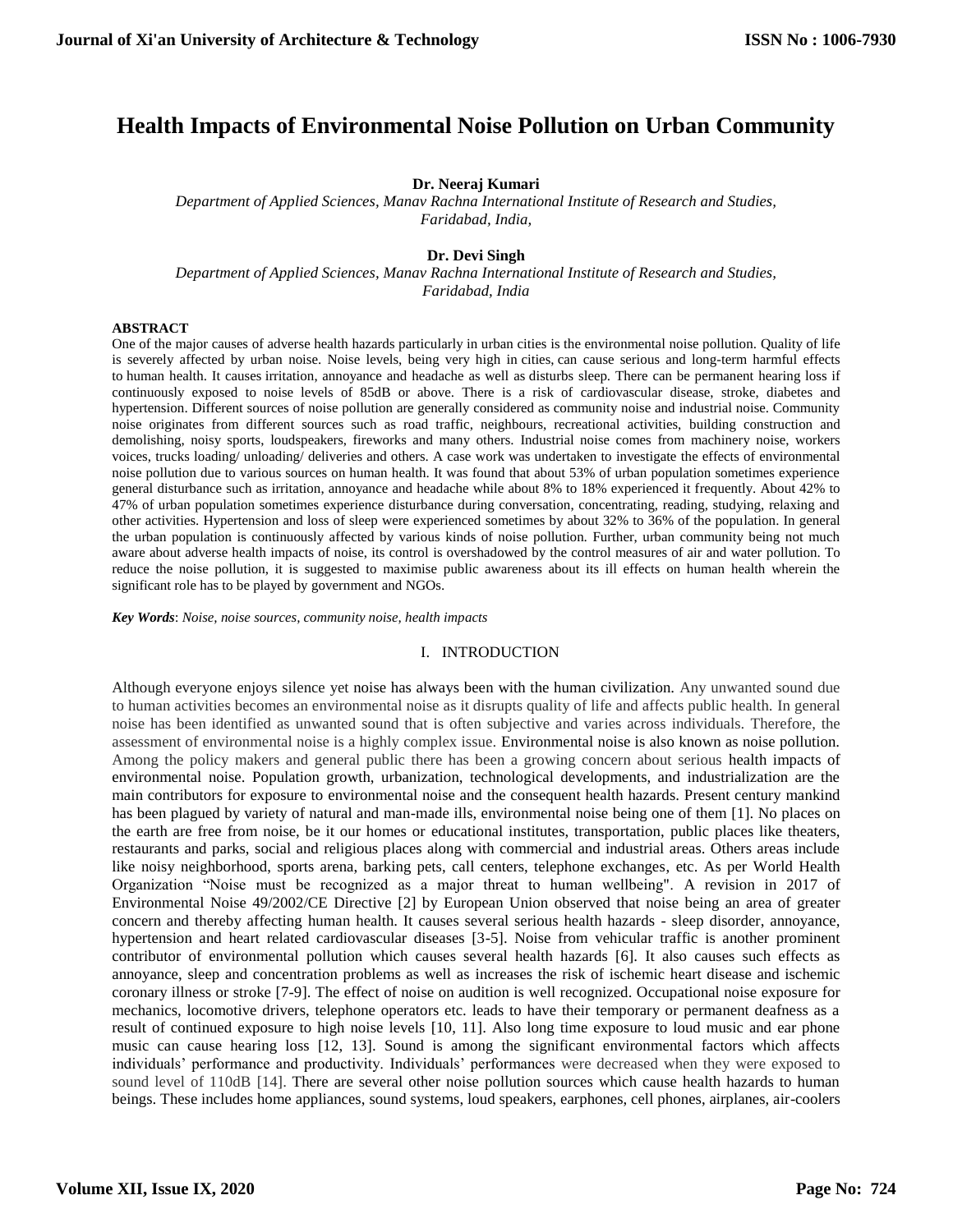# Health Impacts of Environmental Noise Pollution on Urban Community

**Dr. Neeraj Kumari**

*Department of Applied Sciences, Manav Rachna International Institute of Research and Studies, Faridabad, India,*

**Dr. Devi Singh**

*Department of Applied Sciences, Manav Rachna International Institute of Research and Studies, Faridabad, India*

**ABSTRACT**

One of the major causes of adverse health hazards particularly in urban cities is the environmental noise pollution. Quality of life is severely affected by urban noise. Noise levels, being very high in cities, can cause serious and long-term harmful effects to human health. It causes irritation, annoyance and headache as well as disturbs sleep. There can be permanent hearing loss if continuously exposed to noise levels of 85dB or above. There is a risk of cardiovascular disease, stroke, diabetes and hypertension. Different sources of noise pollution are generally considered as community noise and industrial noise. Community noise originates from different sources such as road traffic, neighbours, recreational activities, building construction and demolishing, noisy sports, loudspeakers, fireworks and many others. Industrial noise comes from machinery noise, workers voices, trucks loading/ unloading/ deliveries and others. A case work was undertaken to investigate the effects of environmental noise pollution due to various sources on human health. It was found that about 53% of urban population sometimes experience general disturbance such as irritation, annoyance and headache while about 8% to 18% experienced it frequently. About 42% to 47% of urban population sometimes experience disturbance during conversation, concentrating, reading, studying, relaxing and other activities. Hypertension and loss of sleep were experienced sometimes by about 32% to 36% of the population. In general the urban population is continuously affected by various kinds of noise pollution. Further, urban community being not much aware about adverse health impacts of noise, its control is overshadowed by the control measures of air and water pollution. To reduce the noise pollution, it is suggested to maximise public awareness about its ill effects on human health wherein the significant role has to be played by government and NGOs.

***Key Words***: *Noise, noise sources, community noise, health impacts*

## I. INTRODUCTION

Although everyone enjoys silence yet noise has always been with the human civilization. Any unwanted sound due to human activities becomes an environmental noise as it disrupts quality of life and affects public health. In general noise has been identified as unwanted sound that is often subjective and varies across individuals. Therefore, the assessment of environmental noise is a highly complex issue. Environmental noise is also known as noise pollution. Among the policy makers and general public there has been a growing concern about serious health impacts of environmental noise. Population growth, urbanization, technological developments, and industrialization are the main contributors for exposure to environmental noise and the consequent health hazards. Present century mankind has been plagued by variety of natural and man-made ills, environmental noise being one of them [1]. No places on the earth are free from noise, be it our homes or educational institutes, transportation, public places like theaters, restaurants and parks, social and religious places along with commercial and industrial areas. Others areas include like noisy neighborhood, sports arena, barking pets, call centers, telephone exchanges, etc. As per World Health Organization "Noise must be recognized as a major threat to human wellbeing". A revision in 2017 of Environmental Noise 49/2002/CE Directive [2] by European Union observed that noise being an area of greater concern and thereby affecting human health. It causes several serious health hazards - sleep disorder, annoyance, hypertension and heart related cardiovascular diseases [3-5]. Noise from vehicular traffic is another prominent contributor of environmental pollution which causes several health hazards [6]. It also causes such effects as annoyance, sleep and concentration problems as well as increases the risk of ischemic heart disease and ischemic coronary illness or stroke [7-9]. The effect of noise on audition is well recognized. Occupational noise exposure for mechanics, locomotive drivers, telephone operators etc. leads to have their temporary or permanent deafness as a result of continued exposure to high noise levels [10, 11]. Also long time exposure to loud music and ear phone music can cause hearing loss [12, 13]. Sound is among the significant environmental factors which affects individuals' performance and productivity. Individuals' performances were decreased when they were exposed to sound level of 110dB [14]. There are several other noise pollution sources which cause health hazards to human beings. These includes home appliances, sound systems, loud speakers, earphones, cell phones, airplanes, air-coolers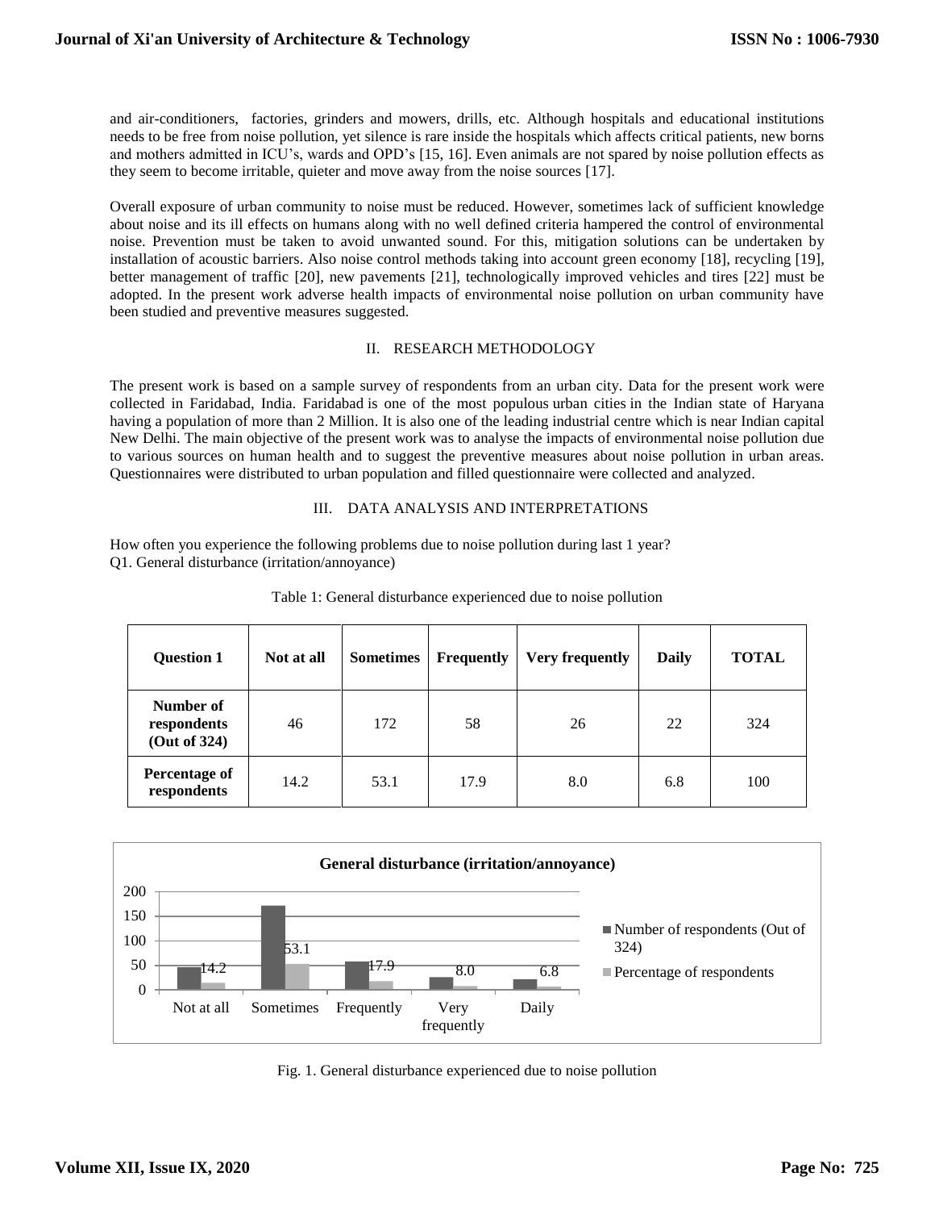and air-conditioners, factories, grinders and mowers, drills, etc. Although hospitals and educational institutions needs to be free from noise pollution, yet silence is rare inside the hospitals which affects critical patients, new borns and mothers admitted in ICU's, wards and OPD's [15, 16]. Even animals are not spared by noise pollution effects as they seem to become irritable, quieter and move away from the noise sources [17].

Overall exposure of urban community to noise must be reduced. However, sometimes lack of sufficient knowledge about noise and its ill effects on humans along with no well defined criteria hampered the control of environmental noise. Prevention must be taken to avoid unwanted sound. For this, mitigation solutions can be undertaken by installation of acoustic barriers. Also noise control methods taking into account green economy [18], recycling [19], better management of traffic [20], new pavements [21], technologically improved vehicles and tires [22] must be adopted. In the present work adverse health impacts of environmental noise pollution on urban community have been studied and preventive measures suggested.

## II. RESEARCH METHODOLOGY

The present work is based on a sample survey of respondents from an urban city. Data for the present work were collected in Faridabad, India. Faridabad is one of the most populous urban cities in the Indian state of Haryana having a population of more than 2 Million. It is also one of the leading industrial centre which is near Indian capital New Delhi. The main objective of the present work was to analyse the impacts of environmental noise pollution due to various sources on human health and to suggest the preventive measures about noise pollution in urban areas. Questionnaires were distributed to urban population and filled questionnaire were collected and analyzed.

## III. DATA ANALYSIS AND INTERPRETATIONS

How often you experience the following problems due to noise pollution during last 1 year?
Q1. General disturbance (irritation/annoyance)

Table 1: General disturbance experienced due to noise pollution

| Question 1 | Not at all | Sometimes | Frequently | Very frequently | Daily | TOTAL |
|---|---|---|---|---|---|---|
| Number of respondents (Out of 324) | 46 | 172 | 58 | 26 | 22 | 324 |
| Percentage of respondents | 14.2 | 53.1 | 17.9 | 8.0 | 6.8 | 100 |

Fig. 1. General disturbance experienced due to noise pollution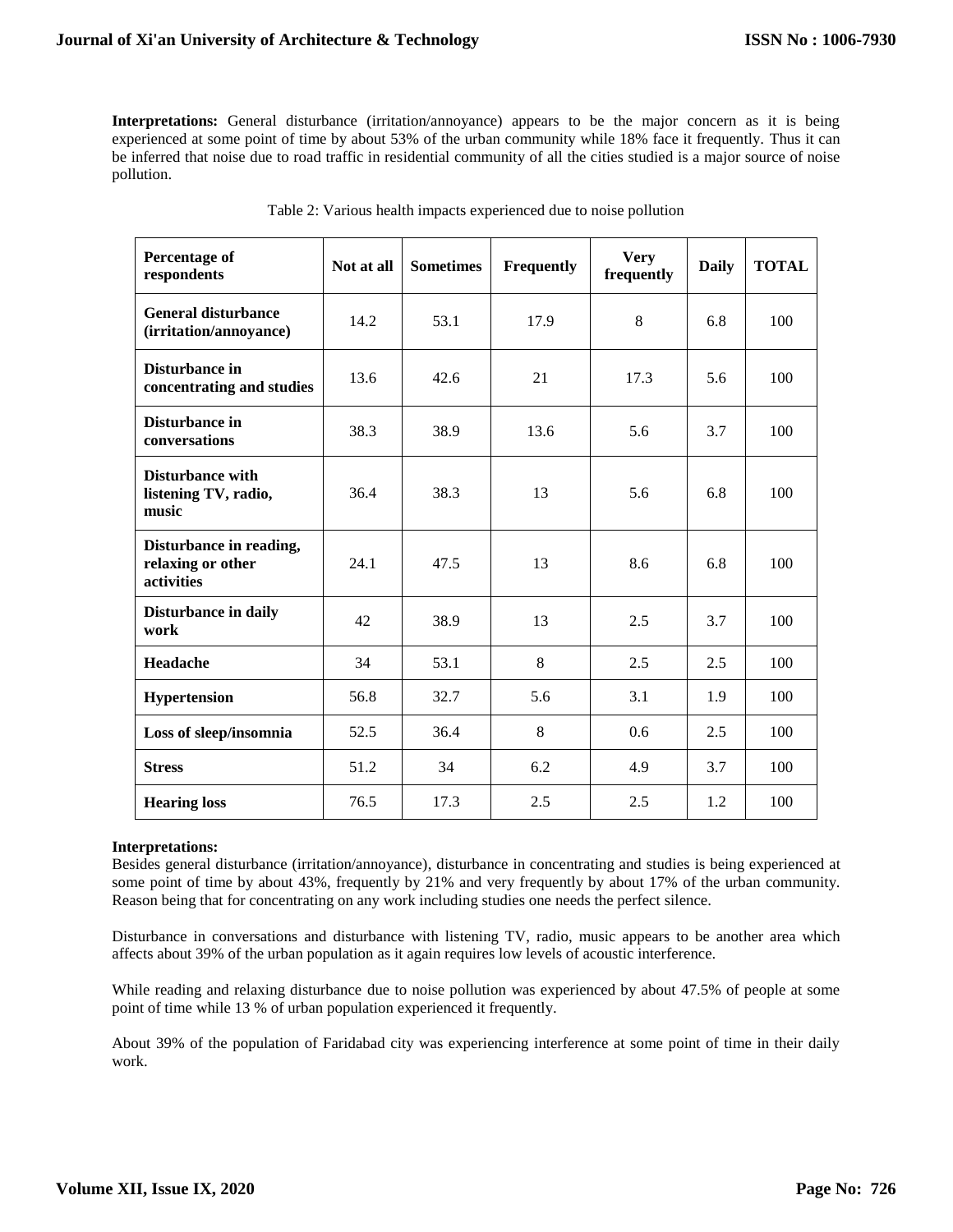**Interpretations:** General disturbance (irritation/annoyance) appears to be the major concern as it is being experienced at some point of time by about 53% of the urban community while 18% face it frequently. Thus it can be inferred that noise due to road traffic in residential community of all the cities studied is a major source of noise pollution.

Table 2: Various health impacts experienced due to noise pollution

| Percentage of respondents | Not at all | Sometimes | Frequently | Very frequently | Daily | TOTAL |
|---|---|---|---|---|---|---|
| General disturbance (irritation/annoyance) | 14.2 | 53.1 | 17.9 | 8 | 6.8 | 100 |
| Disturbance in concentrating and studies | 13.6 | 42.6 | 21 | 17.3 | 5.6 | 100 |
| Disturbance in conversations | 38.3 | 38.9 | 13.6 | 5.6 | 3.7 | 100 |
| Disturbance with listening TV, radio, music | 36.4 | 38.3 | 13 | 5.6 | 6.8 | 100 |
| Disturbance in reading, relaxing or other activities | 24.1 | 47.5 | 13 | 8.6 | 6.8 | 100 |
| Disturbance in daily work | 42 | 38.9 | 13 | 2.5 | 3.7 | 100 |
| Headache | 34 | 53.1 | 8 | 2.5 | 2.5 | 100 |
| Hypertension | 56.8 | 32.7 | 5.6 | 3.1 | 1.9 | 100 |
| Loss of sleep/insomnia | 52.5 | 36.4 | 8 | 0.6 | 2.5 | 100 |
| Stress | 51.2 | 34 | 6.2 | 4.9 | 3.7 | 100 |
| Hearing loss | 76.5 | 17.3 | 2.5 | 2.5 | 1.2 | 100 |

**Interpretations:**

Besides general disturbance (irritation/annoyance), disturbance in concentrating and studies is being experienced at some point of time by about 43%, frequently by 21% and very frequently by about 17% of the urban community. Reason being that for concentrating on any work including studies one needs the perfect silence.

Disturbance in conversations and disturbance with listening TV, radio, music appears to be another area which affects about 39% of the urban population as it again requires low levels of acoustic interference.

While reading and relaxing disturbance due to noise pollution was experienced by about 47.5% of people at some point of time while 13 % of urban population experienced it frequently.

About 39% of the population of Faridabad city was experiencing interference at some point of time in their daily work.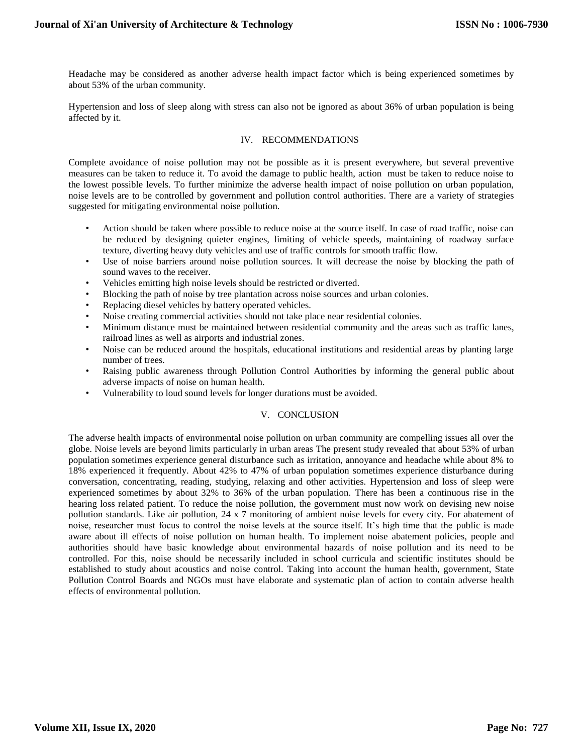Headache may be considered as another adverse health impact factor which is being experienced sometimes by about 53% of the urban community.

Hypertension and loss of sleep along with stress can also not be ignored as about 36% of urban population is being affected by it.

## IV. RECOMMENDATIONS

Complete avoidance of noise pollution may not be possible as it is present everywhere, but several preventive measures can be taken to reduce it. To avoid the damage to public health, action must be taken to reduce noise to the lowest possible levels. To further minimize the adverse health impact of noise pollution on urban population, noise levels are to be controlled by government and pollution control authorities. There are a variety of strategies suggested for mitigating environmental noise pollution.

- Action should be taken where possible to reduce noise at the source itself. In case of road traffic, noise can be reduced by designing quieter engines, limiting of vehicle speeds, maintaining of roadway surface texture, diverting heavy duty vehicles and use of traffic controls for smooth traffic flow.
- Use of noise barriers around noise pollution sources. It will decrease the noise by blocking the path of sound waves to the receiver.
- Vehicles emitting high noise levels should be restricted or diverted.
- Blocking the path of noise by tree plantation across noise sources and urban colonies.
- Replacing diesel vehicles by battery operated vehicles.
- Noise creating commercial activities should not take place near residential colonies.
- Minimum distance must be maintained between residential community and the areas such as traffic lanes, railroad lines as well as airports and industrial zones.
- Noise can be reduced around the hospitals, educational institutions and residential areas by planting large number of trees.
- Raising public awareness through Pollution Control Authorities by informing the general public about adverse impacts of noise on human health.
- Vulnerability to loud sound levels for longer durations must be avoided.

## V. CONCLUSION

The adverse health impacts of environmental noise pollution on urban community are compelling issues all over the globe. Noise levels are beyond limits particularly in urban areas The present study revealed that about 53% of urban population sometimes experience general disturbance such as irritation, annoyance and headache while about 8% to 18% experienced it frequently. About 42% to 47% of urban population sometimes experience disturbance during conversation, concentrating, reading, studying, relaxing and other activities. Hypertension and loss of sleep were experienced sometimes by about 32% to 36% of the urban population. There has been a continuous rise in the hearing loss related patient. To reduce the noise pollution, the government must now work on devising new noise pollution standards. Like air pollution, 24 x 7 monitoring of ambient noise levels for every city. For abatement of noise, researcher must focus to control the noise levels at the source itself. It's high time that the public is made aware about ill effects of noise pollution on human health. To implement noise abatement policies, people and authorities should have basic knowledge about environmental hazards of noise pollution and its need to be controlled. For this, noise should be necessarily included in school curricula and scientific institutes should be established to study about acoustics and noise control. Taking into account the human health, government, State Pollution Control Boards and NGOs must have elaborate and systematic plan of action to contain adverse health effects of environmental pollution.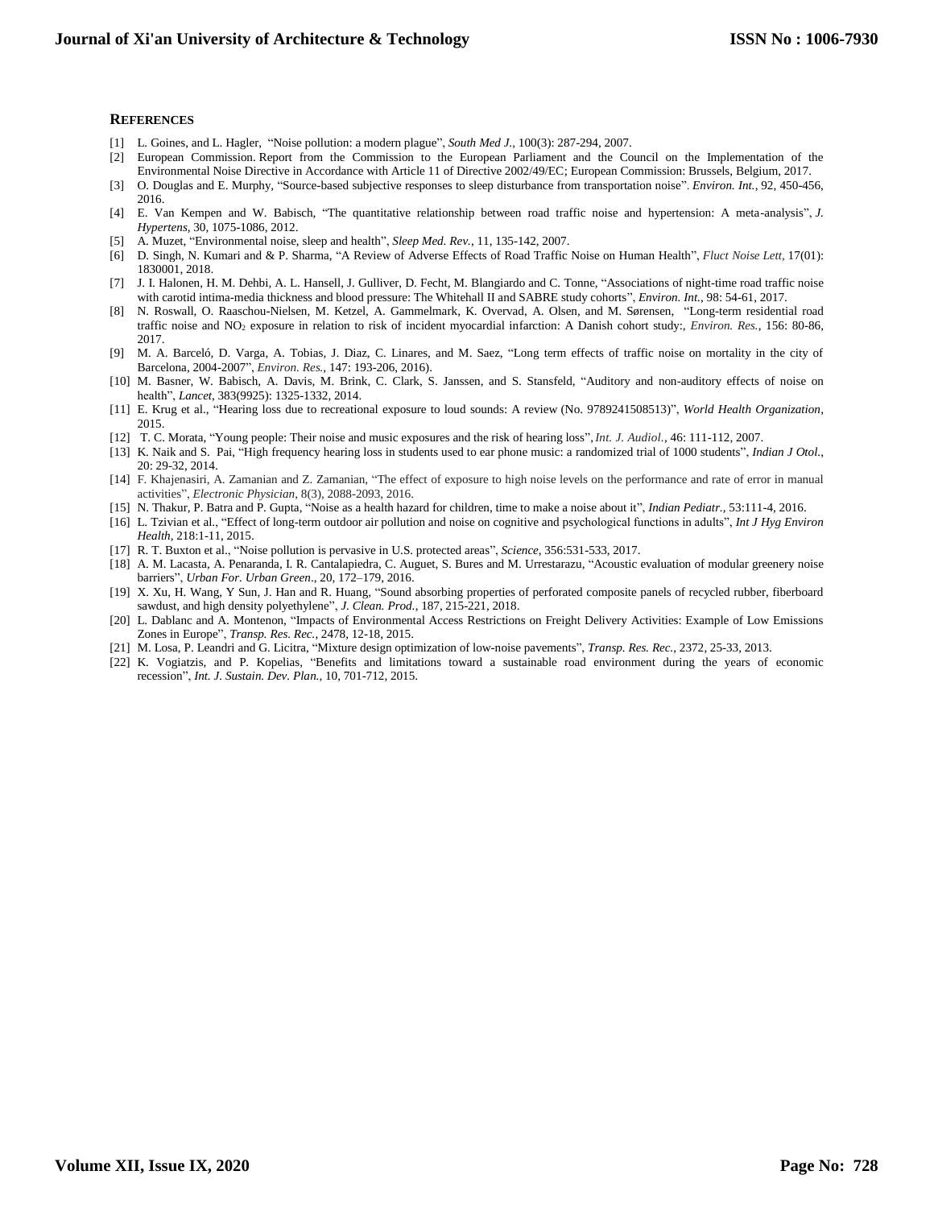## REFERENCES

[1] L. Goines, and L. Hagler, "Noise pollution: a modern plague", *South Med J.*, 100(3): 287-294, 2007.

[2] European Commission. Report from the Commission to the European Parliament and the Council on the Implementation of the Environmental Noise Directive in Accordance with Article 11 of Directive 2002/49/EC; European Commission: Brussels, Belgium, 2017.

[3] O. Douglas and E. Murphy, "Source-based subjective responses to sleep disturbance from transportation noise". *Environ. Int.*, 92, 450-456, 2016.

[4] E. Van Kempen and W. Babisch, "The quantitative relationship between road traffic noise and hypertension: A meta-analysis", *J. Hypertens*, 30, 1075-1086, 2012.

[5] A. Muzet, "Environmental noise, sleep and health", *Sleep Med. Rev.*, 11, 135-142, 2007.

[6] D. Singh, N. Kumari and & P. Sharma, "A Review of Adverse Effects of Road Traffic Noise on Human Health", *Fluct Noise Lett*, 17(01): 1830001, 2018.

[7] J. I. Halonen, H. M. Dehbi, A. L. Hansell, J. Gulliver, D. Fecht, M. Blangiardo and C. Tonne, "Associations of night-time road traffic noise with carotid intima-media thickness and blood pressure: The Whitehall II and SABRE study cohorts", *Environ. Int.*, 98: 54-61, 2017.

[8] N. Roswall, O. Raaschou-Nielsen, M. Ketzel, A. Gammelmark, K. Overvad, A. Olsen, and M. Sørensen, "Long-term residential road traffic noise and $NO_2$ exposure in relation to risk of incident myocardial infarction: A Danish cohort study:, *Environ. Res.*, 156: 80-86, 2017.

[9] M. A. Barceló, D. Varga, A. Tobias, J. Diaz, C. Linares, and M. Saez, "Long term effects of traffic noise on mortality in the city of Barcelona, 2004-2007", *Environ. Res.*, 147: 193-206, 2016).

[10] M. Basner, W. Babisch, A. Davis, M. Brink, C. Clark, S. Janssen, and S. Stansfeld, "Auditory and non-auditory effects of noise on health", *Lancet*, 383(9925): 1325-1332, 2014.

[11] E. Krug et al., "Hearing loss due to recreational exposure to loud sounds: A review (No. 9789241508513)", *World Health Organization*, 2015.

[12] T. C. Morata, "Young people: Their noise and music exposures and the risk of hearing loss", *Int. J. Audiol.*, 46: 111-112, 2007.

[13] K. Naik and S. Pai, "High frequency hearing loss in students used to ear phone music: a randomized trial of 1000 students", *Indian J Otol.*, 20: 29-32, 2014.

[14] F. Khajenasiri, A. Zamanian and Z. Zamanian, "The effect of exposure to high noise levels on the performance and rate of error in manual activities", *Electronic Physician*, 8(3), 2088-2093, 2016.

[15] N. Thakur, P. Batra and P. Gupta, "Noise as a health hazard for children, time to make a noise about it", *Indian Pediatr.*, 53:111-4, 2016.

[16] L. Tzivian et al., "Effect of long-term outdoor air pollution and noise on cognitive and psychological functions in adults", *Int J Hyg Environ Health*, 218:1-11, 2015.

[17] R. T. Buxton et al., "Noise pollution is pervasive in U.S. protected areas", *Science*, 356:531-533, 2017.

[18] A. M. Lacasta, A. Penaranda, I. R. Cantalapiedra, C. Auguet, S. Bures and M. Urrestarazu, "Acoustic evaluation of modular greenery noise barriers", *Urban For. Urban Green*., 20, 172–179, 2016.

[19] X. Xu, H. Wang, Y Sun, J. Han and R. Huang, "Sound absorbing properties of perforated composite panels of recycled rubber, fiberboard sawdust, and high density polyethylene", *J. Clean. Prod.*, 187, 215-221, 2018.

[20] L. Dablanc and A. Montenon, "Impacts of Environmental Access Restrictions on Freight Delivery Activities: Example of Low Emissions Zones in Europe", *Transp. Res. Rec.*, 2478, 12-18, 2015.

[21] M. Losa, P. Leandri and G. Licitra, "Mixture design optimization of low-noise pavements", *Transp. Res. Rec.*, 2372, 25-33, 2013.

[22] K. Vogiatzis, and P. Kopelias, "Benefits and limitations toward a sustainable road environment during the years of economic recession", *Int. J. Sustain. Dev. Plan.*, 10, 701-712, 2015.